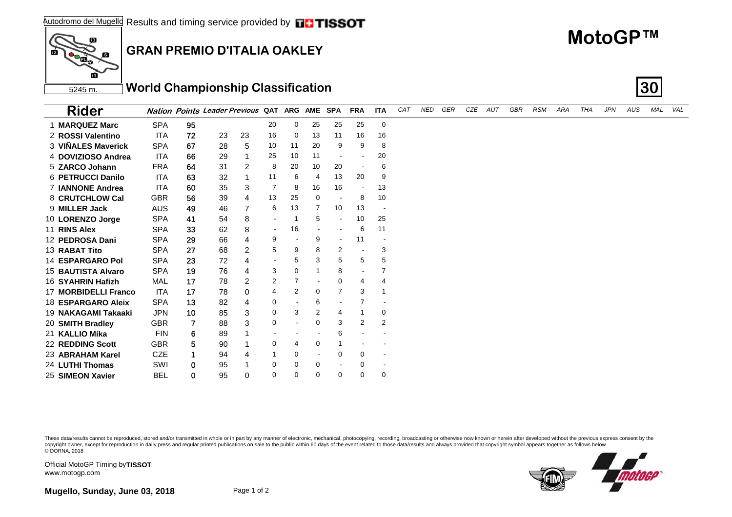Autodromo del Mugello Results and timing service provided by TISSOT

5245 m.

# MotoGP™

## GRAN PREMIO D'ITALIA OAKLEY

## World Championship Classification

| Rider | Nation | Points | Leader | Previous | QAT | ARG | AME | SPA | FRA | ITA | CAT | NED | GER | CZE | AUT | GBR | RSM | ARA | THA | JPN | AUS | MAL | VAL |
|---|---|---|---|---|---|---|---|---|---|---|---|---|---|---|---|---|---|---|---|---|---|---|---|
| 1 MARQUEZ Marc | SPA | 95 | | | 20 | 0 | 25 | 25 | 25 | 0 | | | | | | | | | | | | | |
| 2 ROSSI Valentino | ITA | 72 | 23 | 23 | 16 | 0 | 13 | 11 | 16 | 16 | | | | | | | | | | | | | |
| 3 VIÑALES Maverick | SPA | 67 | 28 | 5 | 10 | 11 | 20 | 9 | 9 | 8 | | | | | | | | | | | | | |
| 4 DOVIZIOSO Andrea | ITA | 66 | 29 | 1 | 25 | 10 | 11 | - | - | 20 | | | | | | | | | | | | | |
| 5 ZARCO Johann | FRA | 64 | 31 | 2 | 8 | 20 | 10 | 20 | - | 6 | | | | | | | | | | | | | |
| 6 PETRUCCI Danilo | ITA | 63 | 32 | 1 | 11 | 6 | 4 | 13 | 20 | 9 | | | | | | | | | | | | | |
| 7 IANNONE Andrea | ITA | 60 | 35 | 3 | 7 | 8 | 16 | 16 | - | 13 | | | | | | | | | | | | | |
| 8 CRUTCHLOW Cal | GBR | 56 | 39 | 4 | 13 | 25 | 0 | - | 8 | 10 | | | | | | | | | | | | | |
| 9 MILLER Jack | AUS | 49 | 46 | 7 | 6 | 13 | 7 | 10 | 13 | - | | | | | | | | | | | | | |
| 10 LORENZO Jorge | SPA | 41 | 54 | 8 | - | 1 | 5 | - | 10 | 25 | | | | | | | | | | | | | |
| 11 RINS Alex | SPA | 33 | 62 | 8 | - | 16 | - | - | 6 | 11 | | | | | | | | | | | | | |
| 12 PEDROSA Dani | SPA | 29 | 66 | 4 | 9 | - | 9 | - | 11 | - | | | | | | | | | | | | | |
| 13 RABAT Tito | SPA | 27 | 68 | 2 | 5 | 9 | 8 | 2 | - | 3 | | | | | | | | | | | | | |
| 14 ESPARGARO Pol | SPA | 23 | 72 | 4 | - | 5 | 3 | 5 | 5 | 5 | | | | | | | | | | | | | |
| 15 BAUTISTA Alvaro | SPA | 19 | 76 | 4 | 3 | 0 | 1 | 8 | - | 7 | | | | | | | | | | | | | |
| 16 SYAHRIN Hafizh | MAL | 17 | 78 | 2 | 2 | 7 | - | 0 | 4 | 4 | | | | | | | | | | | | | |
| 17 MORBIDELLI Franco | ITA | 17 | 78 | 0 | 4 | 2 | 0 | 7 | 3 | 1 | | | | | | | | | | | | | |
| 18 ESPARGARO Aleix | SPA | 13 | 82 | 4 | 0 | - | 6 | - | 7 | - | | | | | | | | | | | | | |
| 19 NAKAGAMI Takaaki | JPN | 10 | 85 | 3 | 0 | 3 | 2 | 4 | 1 | 0 | | | | | | | | | | | | | |
| 20 SMITH Bradley | GBR | 7 | 88 | 3 | 0 | - | 0 | 3 | 2 | 2 | | | | | | | | | | | | | |
| 21 KALLIO Mika | FIN | 6 | 89 | 1 | - | - | - | 6 | - | - | | | | | | | | | | | | | |
| 22 REDDING Scott | GBR | 5 | 90 | 1 | 0 | 4 | 0 | 1 | - | - | | | | | | | | | | | | | |
| 23 ABRAHAM Karel | CZE | 1 | 94 | 4 | 1 | 0 | - | 0 | 0 | - | | | | | | | | | | | | | |
| 24 LUTHI Thomas | SWI | 0 | 95 | 1 | 0 | 0 | 0 | - | 0 | - | | | | | | | | | | | | | |
| 25 SIMEON Xavier | BEL | 0 | 95 | 0 | 0 | 0 | 0 | 0 | 0 | 0 | | | | | | | | | | | | | |

These data/results cannot be reproduced, stored and/or transmitted in whole or in part by any manner of electronic, mechanical, photocopying, recording, broadcasting or otherwise now known or herein after developed without the previous express consent by the copyright owner, except for reproduction in daily press and regular printed publications on sale to the public within 60 days of the event related to those data/results and always provided that copyright symbol appears together as follows below.
© DORNA, 2018

Official MotoGP Timing by TISSOT
www.motogp.com

**Mugello, Sunday, June 03, 2018**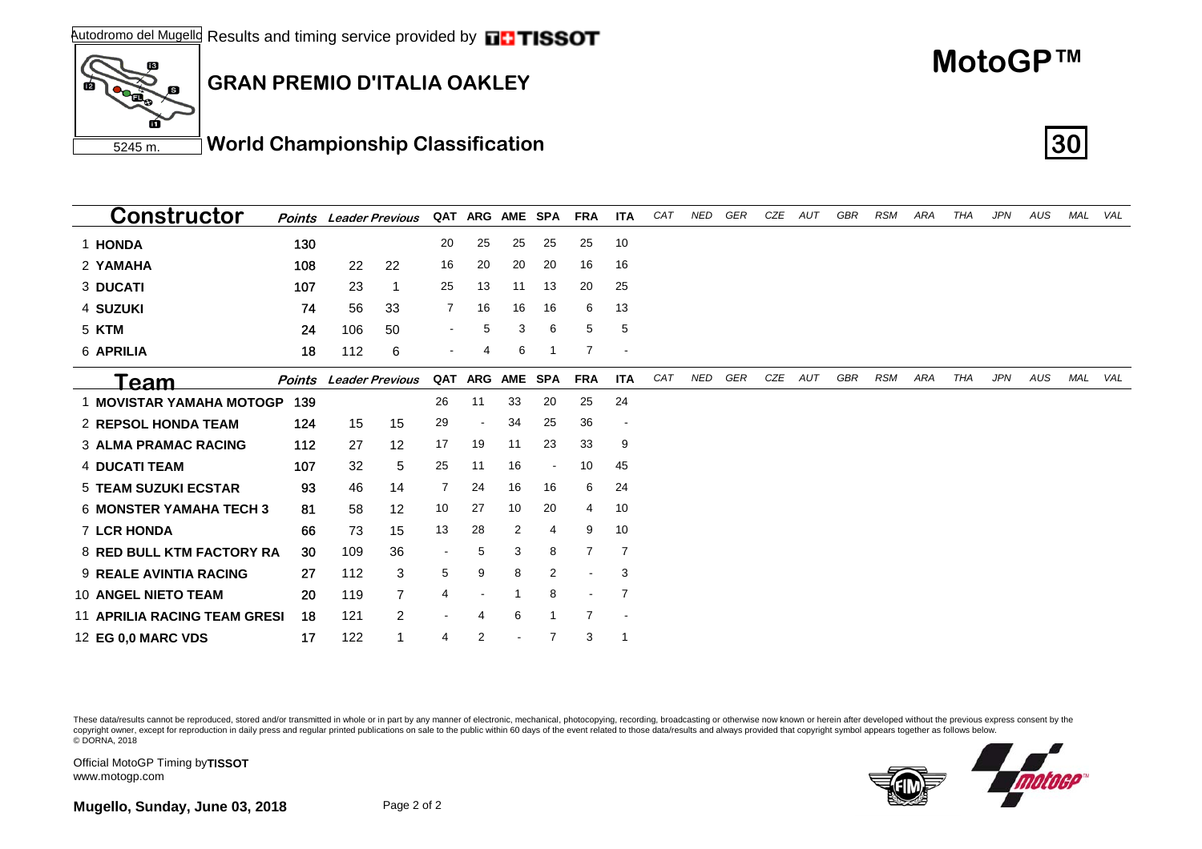Autodromo del Mugello Results and timing service provided by TISSOT

5245 m.

# MotoGP™

## GRAN PREMIO D'ITALIA OAKLEY

### World Championship Classification

30

| Constructor | Points | Leader | Previous | QAT | ARG | AME | SPA | FRA | ITA | CAT | NED | GER | CZE | AUT | GBR | RSM | ARA | THA | JPN | AUS | MAL | VAL |
|---|---|---|---|---|---|---|---|---|---|---|---|---|---|---|---|---|---|---|---|---|---|---|
| 1 HONDA | 130 | | | 20 | 25 | 25 | 25 | 25 | 10 | | | | | | | | | | | | | |
| 2 YAMAHA | 108 | 22 | 22 | 16 | 20 | 20 | 20 | 16 | 16 | | | | | | | | | | | | | |
| 3 DUCATI | 107 | 23 | 1 | 25 | 13 | 11 | 13 | 20 | 25 | | | | | | | | | | | | | |
| 4 SUZUKI | 74 | 56 | 33 | 7 | 16 | 16 | 16 | 6 | 13 | | | | | | | | | | | | | |
| 5 KTM | 24 | 106 | 50 | - | 5 | 3 | 6 | 5 | 5 | | | | | | | | | | | | | |
| 6 APRILIA | 18 | 112 | 6 | - | 4 | 6 | 1 | 7 | - | | | | | | | | | | | | | |

| Team | Points | Leader | Previous | QAT | ARG | AME | SPA | FRA | ITA | CAT | NED | GER | CZE | AUT | GBR | RSM | ARA | THA | JPN | AUS | MAL | VAL |
|---|---|---|---|---|---|---|---|---|---|---|---|---|---|---|---|---|---|---|---|---|---|---|
| 1 MOVISTAR YAMAHA MOTOGP | 139 | | | 26 | 11 | 33 | 20 | 25 | 24 | | | | | | | | | | | | | |
| 2 REPSOL HONDA TEAM | 124 | 15 | 15 | 29 | - | 34 | 25 | 36 | - | | | | | | | | | | | | | |
| 3 ALMA PRAMAC RACING | 112 | 27 | 12 | 17 | 19 | 11 | 23 | 33 | 9 | | | | | | | | | | | | | |
| 4 DUCATI TEAM | 107 | 32 | 5 | 25 | 11 | 16 | - | 10 | 45 | | | | | | | | | | | | | |
| 5 TEAM SUZUKI ECSTAR | 93 | 46 | 14 | 7 | 24 | 16 | 16 | 6 | 24 | | | | | | | | | | | | | |
| 6 MONSTER YAMAHA TECH 3 | 81 | 58 | 12 | 10 | 27 | 10 | 20 | 4 | 10 | | | | | | | | | | | | | |
| 7 LCR HONDA | 66 | 73 | 15 | 13 | 28 | 2 | 4 | 9 | 10 | | | | | | | | | | | | | |
| 8 RED BULL KTM FACTORY RA | 30 | 109 | 36 | - | 5 | 3 | 8 | 7 | 7 | | | | | | | | | | | | | |
| 9 REALE AVINTIA RACING | 27 | 112 | 3 | 5 | 9 | 8 | 2 | - | 3 | | | | | | | | | | | | | |
| 10 ANGEL NIETO TEAM | 20 | 119 | 7 | 4 | - | 1 | 8 | - | 7 | | | | | | | | | | | | | |
| 11 APRILIA RACING TEAM GRESI | 18 | 121 | 2 | - | 4 | 6 | 1 | 7 | - | | | | | | | | | | | | | |
| 12 EG 0,0 MARC VDS | 17 | 122 | 1 | 4 | 2 | - | 7 | 3 | 1 | | | | | | | | | | | | | |

These data/results cannot be reproduced, stored and/or transmitted in whole or in part by any manner of electronic, mechanical, photocopying, recording, broadcasting or otherwise now known or herein after developed without the previous express consent by the copyright owner, except for reproduction in daily press and regular printed publications on sale to the public within 60 days of the event related to those data/results and always provided that copyright symbol appears together as follows below.
© DORNA, 2018

Official MotoGP Timing by **TISSOT**
www.motogp.com

**Mugello, Sunday, June 03, 2018**